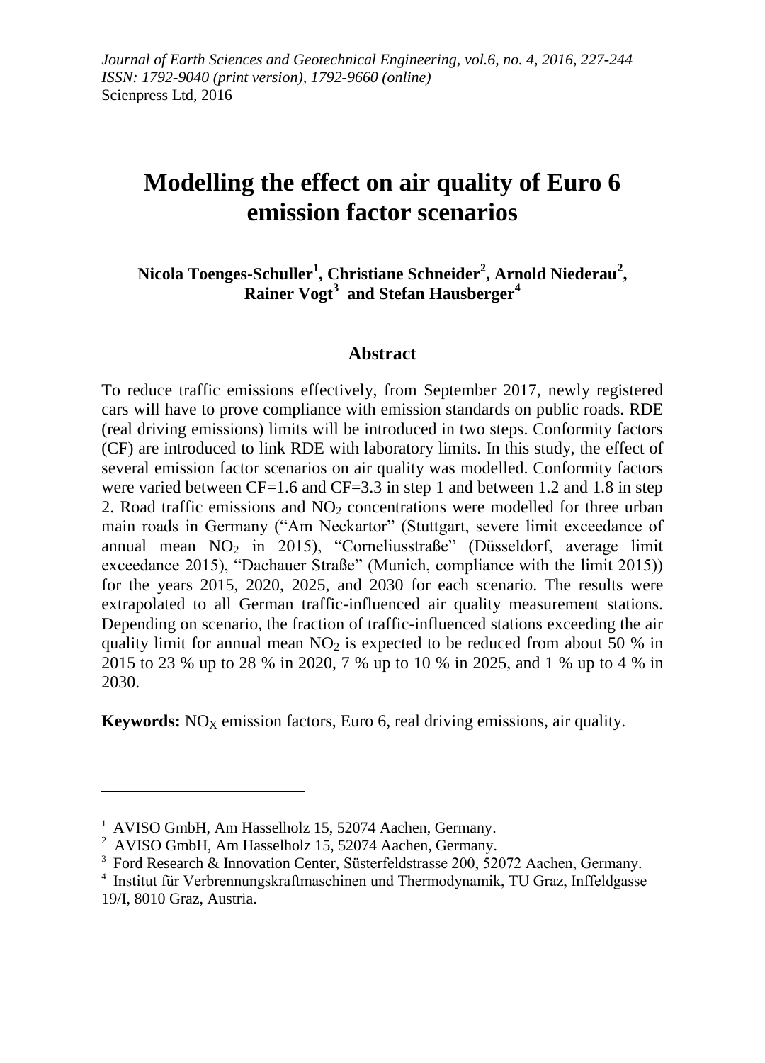*Journal of Earth Sciences and Geotechnical Engineering, vol.6, no. 4, 2016, 227-244*
*ISSN: 1792-9040 (print version), 1792-9660 (online)*
Scienpress Ltd, 2016

# Modelling the effect on air quality of Euro 6 emission factor scenarios

**Nicola Toenges-Schuller[1], Christiane Schneider[2], Arnold Niederau[2], Rainer Vogt[3] and Stefan Hausberger[4]**

## Abstract

To reduce traffic emissions effectively, from September 2017, newly registered cars will have to prove compliance with emission standards on public roads. RDE (real driving emissions) limits will be introduced in two steps. Conformity factors (CF) are introduced to link RDE with laboratory limits. In this study, the effect of several emission factor scenarios on air quality was modelled. Conformity factors were varied between CF=1.6 and CF=3.3 in step 1 and between 1.2 and 1.8 in step 2. Road traffic emissions and $NO_2$ concentrations were modelled for three urban main roads in Germany ("Am Neckartor" (Stuttgart, severe limit exceedance of annual mean $NO_2$ in 2015), "Corneliusstraße" (Düsseldorf, average limit exceedance 2015), "Dachauer Straße" (Munich, compliance with the limit 2015)) for the years 2015, 2020, 2025, and 2030 for each scenario. The results were extrapolated to all German traffic-influenced air quality measurement stations. Depending on scenario, the fraction of traffic-influenced stations exceeding the air quality limit for annual mean $NO_2$ is expected to be reduced from about 50 % in 2015 to 23 % up to 28 % in 2020, 7 % up to 10 % in 2025, and 1 % up to 4 % in 2030.

**Keywords:** $NO_X$ emission factors, Euro 6, real driving emissions, air quality.

---

[1] AVISO GmbH, Am Hasselholz 15, 52074 Aachen, Germany.
[2] AVISO GmbH, Am Hasselholz 15, 52074 Aachen, Germany.
[3] Ford Research & Innovation Center, Süsterfeldstrasse 200, 52072 Aachen, Germany.
[4] Institut für Verbrennungskraftmaschinen und Thermodynamik, TU Graz, Inffeldgasse 19/I, 8010 Graz, Austria.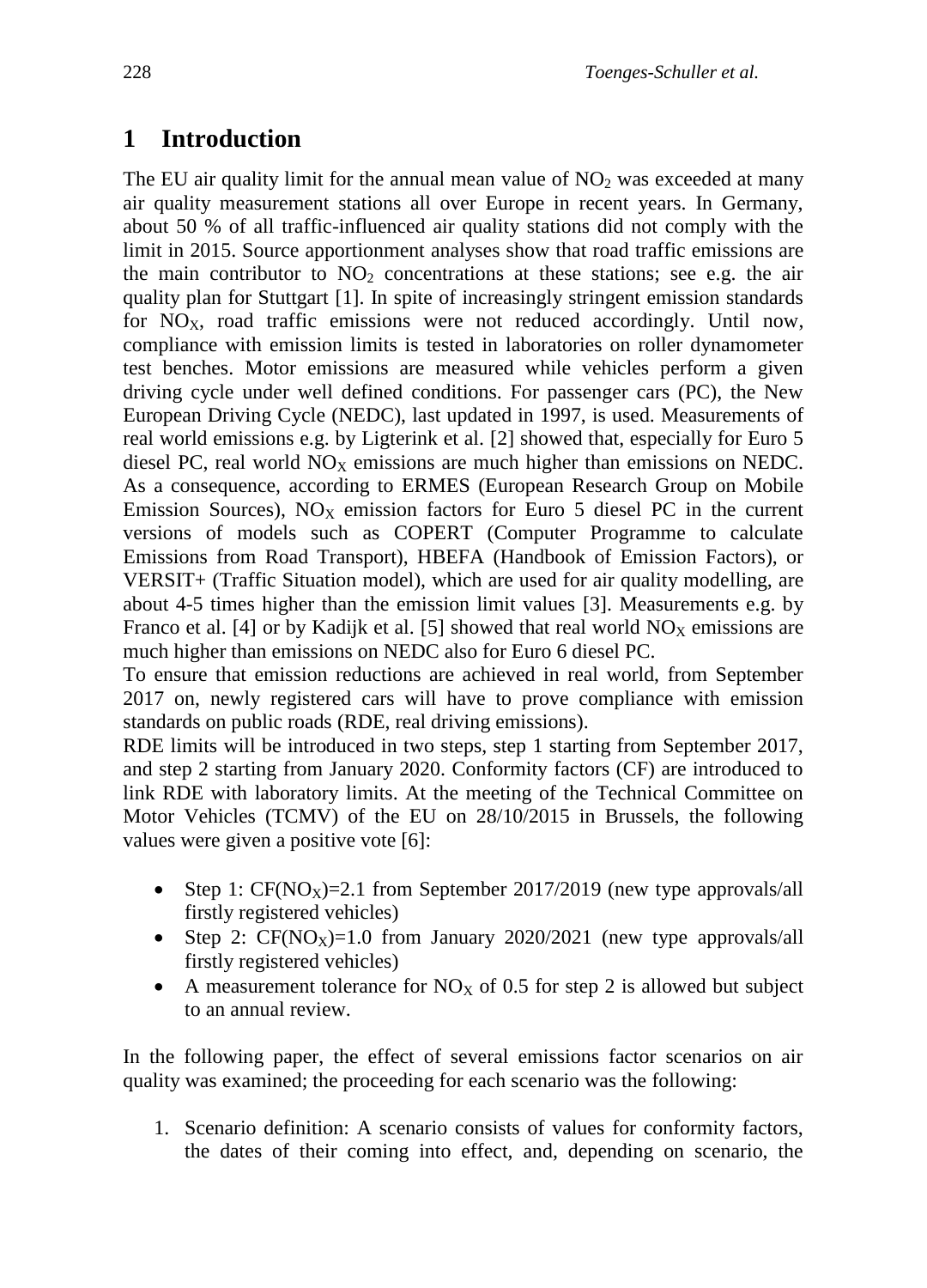# 1 Introduction

The EU air quality limit for the annual mean value of $NO_2$ was exceeded at many air quality measurement stations all over Europe in recent years. In Germany, about 50 % of all traffic-influenced air quality stations did not comply with the limit in 2015. Source apportionment analyses show that road traffic emissions are the main contributor to $NO_2$ concentrations at these stations; see e.g. the air quality plan for Stuttgart [1]. In spite of increasingly stringent emission standards for $NO_X$, road traffic emissions were not reduced accordingly. Until now, compliance with emission limits is tested in laboratories on roller dynamometer test benches. Motor emissions are measured while vehicles perform a given driving cycle under well defined conditions. For passenger cars (PC), the New European Driving Cycle (NEDC), last updated in 1997, is used. Measurements of real world emissions e.g. by Ligterink et al. [2] showed that, especially for Euro 5 diesel PC, real world $NO_X$ emissions are much higher than emissions on NEDC. As a consequence, according to ERMES (European Research Group on Mobile Emission Sources), $NO_X$ emission factors for Euro 5 diesel PC in the current versions of models such as COPERT (Computer Programme to calculate Emissions from Road Transport), HBEFA (Handbook of Emission Factors), or VERSIT+ (Traffic Situation model), which are used for air quality modelling, are about 4-5 times higher than the emission limit values [3]. Measurements e.g. by Franco et al. [4] or by Kadijk et al. [5] showed that real world $NO_X$ emissions are much higher than emissions on NEDC also for Euro 6 diesel PC.

To ensure that emission reductions are achieved in real world, from September 2017 on, newly registered cars will have to prove compliance with emission standards on public roads (RDE, real driving emissions).

RDE limits will be introduced in two steps, step 1 starting from September 2017, and step 2 starting from January 2020. Conformity factors (CF) are introduced to link RDE with laboratory limits. At the meeting of the Technical Committee on Motor Vehicles (TCMV) of the EU on 28/10/2015 in Brussels, the following values were given a positive vote [6]:

- Step 1: $CF(NO_X)=2.1$ from September 2017/2019 (new type approvals/all firstly registered vehicles)
- Step 2: $CF(NO_X)=1.0$ from January 2020/2021 (new type approvals/all firstly registered vehicles)
- A measurement tolerance for $NO_X$ of 0.5 for step 2 is allowed but subject to an annual review.

In the following paper, the effect of several emissions factor scenarios on air quality was examined; the proceeding for each scenario was the following:

1. Scenario definition: A scenario consists of values for conformity factors, the dates of their coming into effect, and, depending on scenario, the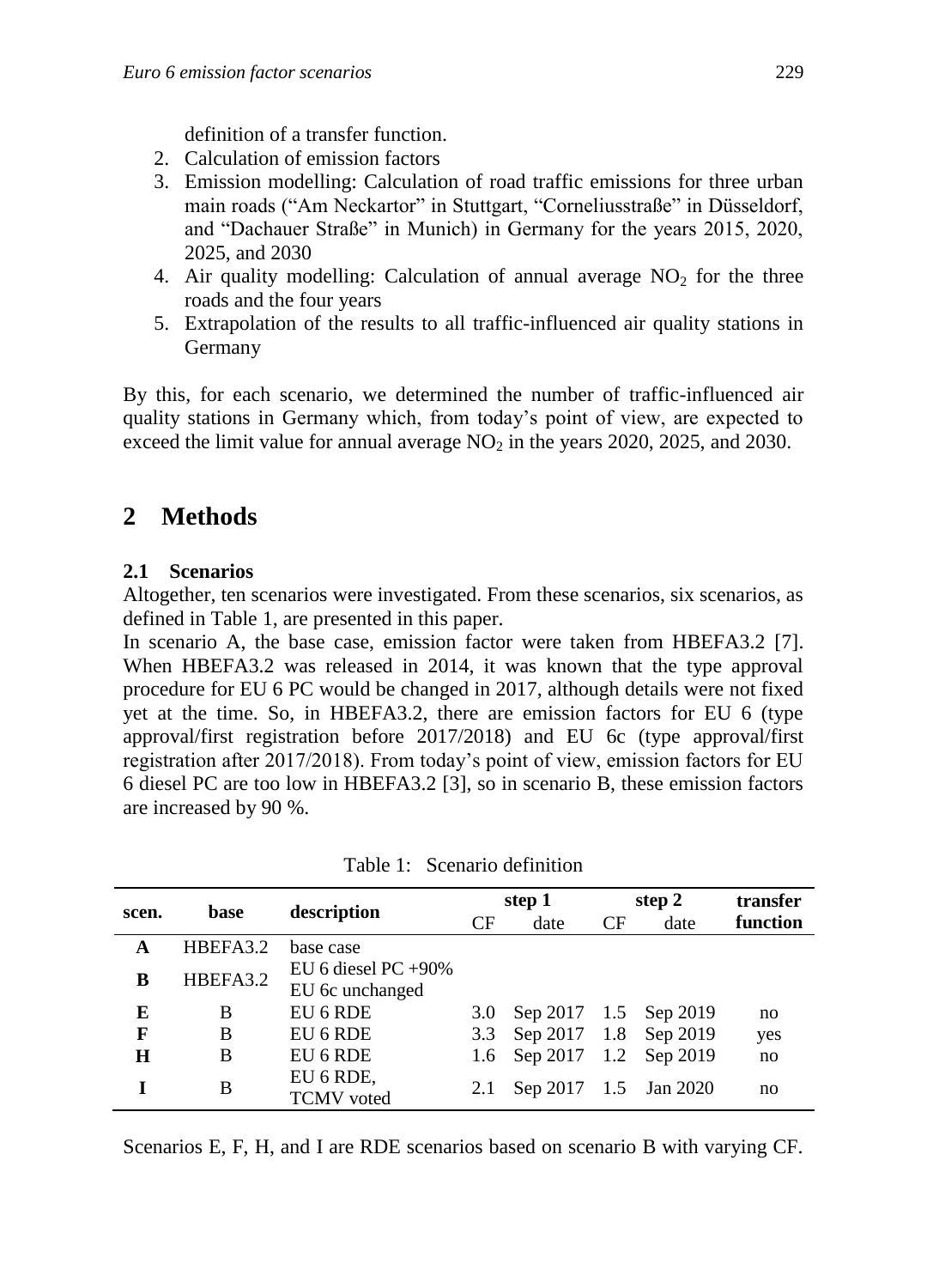definition of a transfer function.

2. Calculation of emission factors
3. Emission modelling: Calculation of road traffic emissions for three urban main roads ("Am Neckartor" in Stuttgart, "Corneliusstraße" in Düsseldorf, and "Dachauer Straße" in Munich) in Germany for the years 2015, 2020, 2025, and 2030
4. Air quality modelling: Calculation of annual average $NO_2$ for the three roads and the four years
5. Extrapolation of the results to all traffic-influenced air quality stations in Germany

By this, for each scenario, we determined the number of traffic-influenced air quality stations in Germany which, from today's point of view, are expected to exceed the limit value for annual average $NO_2$ in the years 2020, 2025, and 2030.

## 2 Methods

### 2.1 Scenarios

Altogether, ten scenarios were investigated. From these scenarios, six scenarios, as defined in Table 1, are presented in this paper.

In scenario A, the base case, emission factor were taken from HBEFA3.2 [7]. When HBEFA3.2 was released in 2014, it was known that the type approval procedure for EU 6 PC would be changed in 2017, although details were not fixed yet at the time. So, in HBEFA3.2, there are emission factors for EU 6 (type approval/first registration before 2017/2018) and EU 6c (type approval/first registration after 2017/2018). From today's point of view, emission factors for EU 6 diesel PC are too low in HBEFA3.2 [3], so in scenario B, these emission factors are increased by 90 %.

Table 1: Scenario definition

| scen. | base | description | step 1 | | step 2 | | transfer function |
|---|---|---|---|---|---|---|---|
| | | | CF | date | CF | date | |
| **A** | HBEFA3.2 | base case | | | | | |
| **B** | HBEFA3.2 | EU 6 diesel PC +90% EU 6c unchanged | | | | | |
| **E** | B | EU 6 RDE | 3.0 | Sep 2017 | 1.5 | Sep 2019 | no |
| **F** | B | EU 6 RDE | 3.3 | Sep 2017 | 1.8 | Sep 2019 | yes |
| **H** | B | EU 6 RDE | 1.6 | Sep 2017 | 1.2 | Sep 2019 | no |
| **I** | B | EU 6 RDE, TCMV voted | 2.1 | Sep 2017 | 1.5 | Jan 2020 | no |

Scenarios E, F, H, and I are RDE scenarios based on scenario B with varying CF.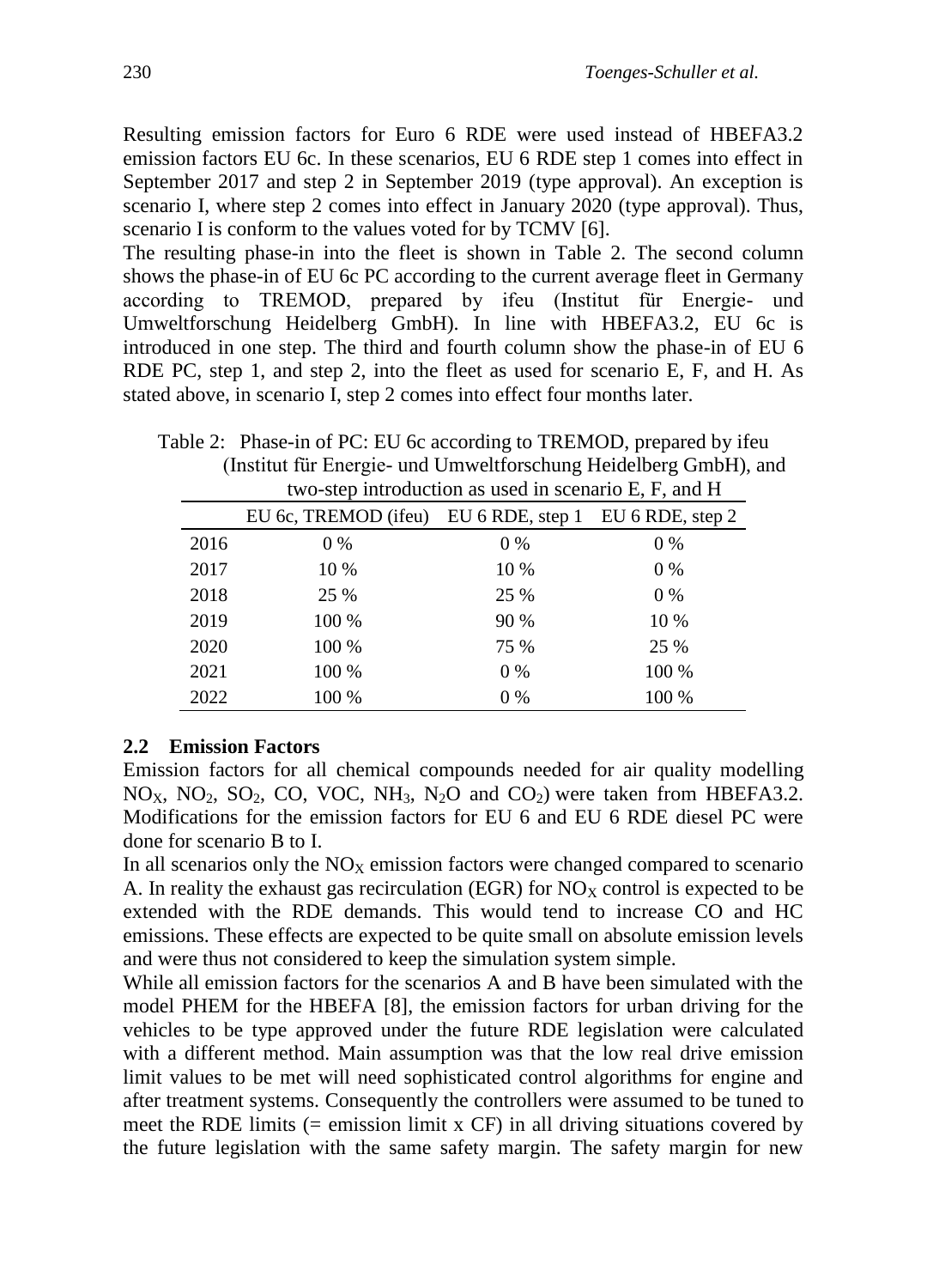Resulting emission factors for Euro 6 RDE were used instead of HBEFA3.2 emission factors EU 6c. In these scenarios, EU 6 RDE step 1 comes into effect in September 2017 and step 2 in September 2019 (type approval). An exception is scenario I, where step 2 comes into effect in January 2020 (type approval). Thus, scenario I is conform to the values voted for by TCMV [6].

The resulting phase-in into the fleet is shown in Table 2. The second column shows the phase-in of EU 6c PC according to the current average fleet in Germany according to TREMOD, prepared by ifeu (Institut für Energie- und Umweltforschung Heidelberg GmbH). In line with HBEFA3.2, EU 6c is introduced in one step. The third and fourth column show the phase-in of EU 6 RDE PC, step 1, and step 2, into the fleet as used for scenario E, F, and H. As stated above, in scenario I, step 2 comes into effect four months later.

Table 2: Phase-in of PC: EU 6c according to TREMOD, prepared by ifeu (Institut für Energie- und Umweltforschung Heidelberg GmbH), and two-step introduction as used in scenario E, F, and H

| | EU 6c, TREMOD (ifeu) | EU 6 RDE, step 1 | EU 6 RDE, step 2 |
|---|---|---|---|
| 2016 | 0 % | 0 % | 0 % |
| 2017 | 10 % | 10 % | 0 % |
| 2018 | 25 % | 25 % | 0 % |
| 2019 | 100 % | 90 % | 10 % |
| 2020 | 100 % | 75 % | 25 % |
| 2021 | 100 % | 0 % | 100 % |
| 2022 | 100 % | 0 % | 100 % |

## 2.2 Emission Factors

Emission factors for all chemical compounds needed for air quality modelling $NO_X$, $NO_2$, $SO_2$, CO, VOC, $NH_3$, $N_2O$ and $CO_2$) were taken from HBEFA3.2. Modifications for the emission factors for EU 6 and EU 6 RDE diesel PC were done for scenario B to I.

In all scenarios only the $NO_X$ emission factors were changed compared to scenario A. In reality the exhaust gas recirculation (EGR) for $NO_X$ control is expected to be extended with the RDE demands. This would tend to increase CO and HC emissions. These effects are expected to be quite small on absolute emission levels and were thus not considered to keep the simulation system simple.

While all emission factors for the scenarios A and B have been simulated with the model PHEM for the HBEFA [8], the emission factors for urban driving for the vehicles to be type approved under the future RDE legislation were calculated with a different method. Main assumption was that the low real drive emission limit values to be met will need sophisticated control algorithms for engine and after treatment systems. Consequently the controllers were assumed to be tuned to meet the RDE limits (= emission limit x CF) in all driving situations covered by the future legislation with the same safety margin. The safety margin for new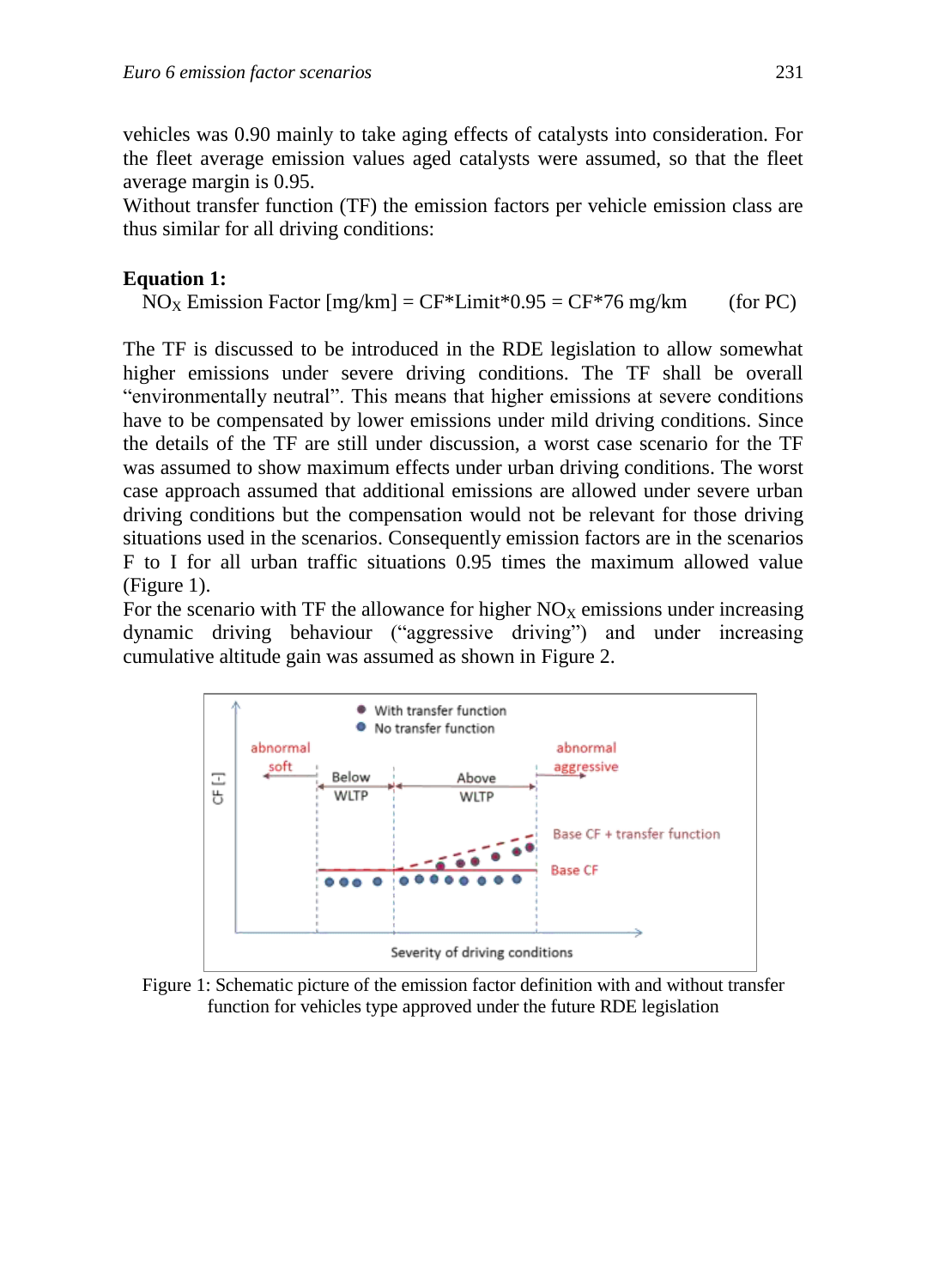vehicles was 0.90 mainly to take aging effects of catalysts into consideration. For the fleet average emission values aged catalysts were assumed, so that the fleet average margin is 0.95.
Without transfer function (TF) the emission factors per vehicle emission class are thus similar for all driving conditions:

**Equation 1:**

$NO_X$ Emission Factor [mg/km] = CF*Limit*0.95 = CF*76 mg/km (for PC)

The TF is discussed to be introduced in the RDE legislation to allow somewhat higher emissions under severe driving conditions. The TF shall be overall "environmentally neutral". This means that higher emissions at severe conditions have to be compensated by lower emissions under mild driving conditions. Since the details of the TF are still under discussion, a worst case scenario for the TF was assumed to show maximum effects under urban driving conditions. The worst case approach assumed that additional emissions are allowed under severe urban driving conditions but the compensation would not be relevant for those driving situations used in the scenarios. Consequently emission factors are in the scenarios F to I for all urban traffic situations 0.95 times the maximum allowed value (Figure 1).
For the scenario with TF the allowance for higher $NO_X$ emissions under increasing dynamic driving behaviour ("aggressive driving") and under increasing cumulative altitude gain was assumed as shown in Figure 2.

Figure 1: Schematic picture of the emission factor definition with and without transfer function for vehicles type approved under the future RDE legislation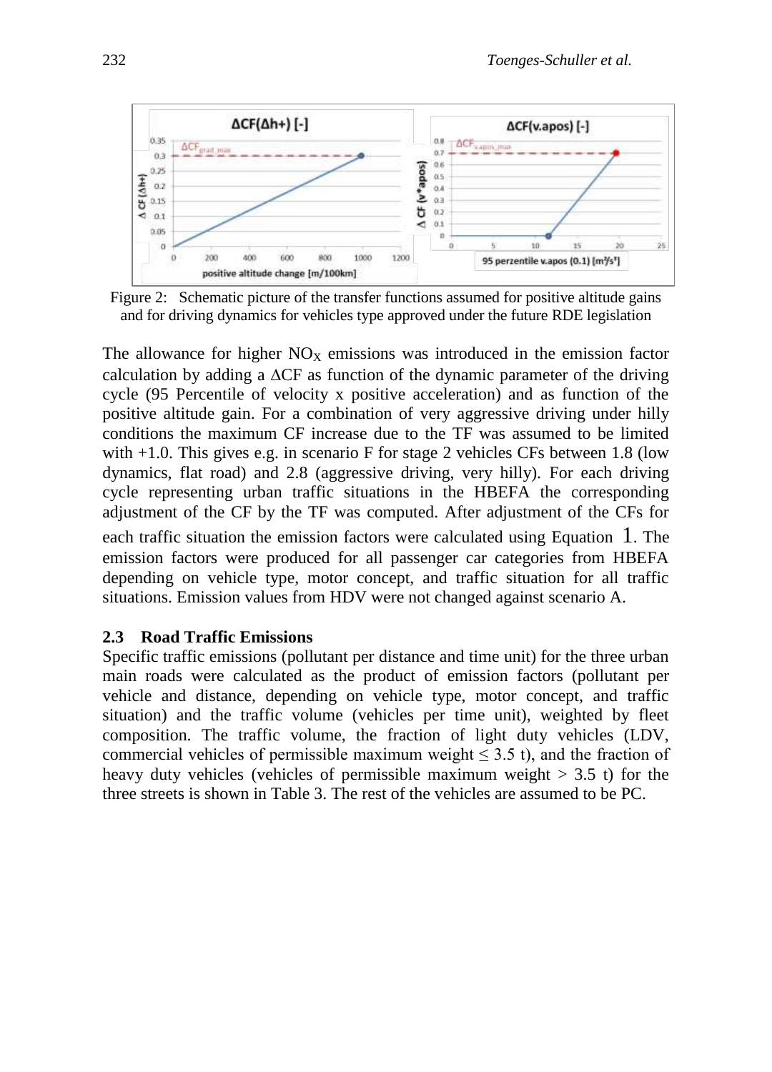Figure 2: Schematic picture of the transfer functions assumed for positive altitude gains and for driving dynamics for vehicles type approved under the future RDE legislation

The allowance for higher $NO_X$ emissions was introduced in the emission factor calculation by adding a $\Delta CF$ as function of the dynamic parameter of the driving cycle (95 Percentile of velocity x positive acceleration) and as function of the positive altitude gain. For a combination of very aggressive driving under hilly conditions the maximum CF increase due to the TF was assumed to be limited with +1.0. This gives e.g. in scenario F for stage 2 vehicles CFs between 1.8 (low dynamics, flat road) and 2.8 (aggressive driving, very hilly). For each driving cycle representing urban traffic situations in the HBEFA the corresponding adjustment of the CF by the TF was computed. After adjustment of the CFs for each traffic situation the emission factors were calculated using Equation 1. The emission factors were produced for all passenger car categories from HBEFA depending on vehicle type, motor concept, and traffic situation for all traffic situations. Emission values from HDV were not changed against scenario A.

### 2.3 Road Traffic Emissions

Specific traffic emissions (pollutant per distance and time unit) for the three urban main roads were calculated as the product of emission factors (pollutant per vehicle and distance, depending on vehicle type, motor concept, and traffic situation) and the traffic volume (vehicles per time unit), weighted by fleet composition. The traffic volume, the fraction of light duty vehicles (LDV, commercial vehicles of permissible maximum weight $\leq 3.5$ t), and the fraction of heavy duty vehicles (vehicles of permissible maximum weight $> 3.5$ t) for the three streets is shown in Table 3. The rest of the vehicles are assumed to be PC.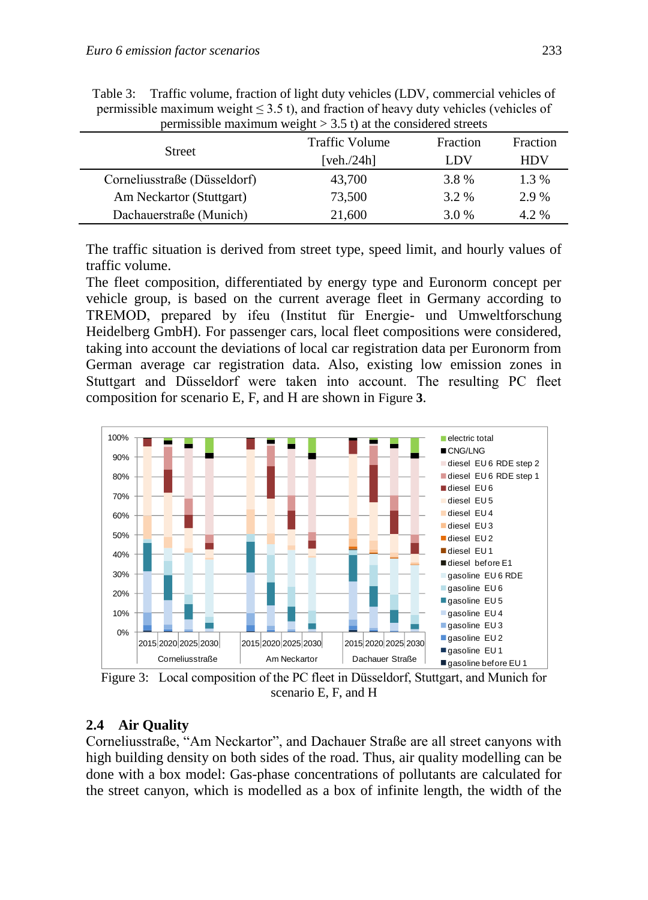Table 3: Traffic volume, fraction of light duty vehicles (LDV, commercial vehicles of permissible maximum weight ≤ 3.5 t), and fraction of heavy duty vehicles (vehicles of permissible maximum weight > 3.5 t) at the considered streets

| Street | Traffic Volume [veh./24h] | Fraction LDV | Fraction HDV |
|---|---|---|---|
| Corneliusstraße (Düsseldorf) | 43,700 | 3.8 % | 1.3 % |
| Am Neckartor (Stuttgart) | 73,500 | 3.2 % | 2.9 % |
| Dachauerstraße (Munich) | 21,600 | 3.0 % | 4.2 % |

The traffic situation is derived from street type, speed limit, and hourly values of traffic volume.

The fleet composition, differentiated by energy type and Euronorm concept per vehicle group, is based on the current average fleet in Germany according to TREMOD, prepared by ifeu (Institut für Energie- und Umweltforschung Heidelberg GmbH). For passenger cars, local fleet compositions were considered, taking into account the deviations of local car registration data per Euronorm from German average car registration data. Also, existing low emission zones in Stuttgart and Düsseldorf were taken into account. The resulting PC fleet composition for scenario E, F, and H are shown in Figure **3**.

Figure 3: Local composition of the PC fleet in Düsseldorf, Stuttgart, and Munich for scenario E, F, and H

## 2.4 Air Quality

Corneliusstraße, "Am Neckartor", and Dachauer Straße are all street canyons with high building density on both sides of the road. Thus, air quality modelling can be done with a box model: Gas-phase concentrations of pollutants are calculated for the street canyon, which is modelled as a box of infinite length, the width of the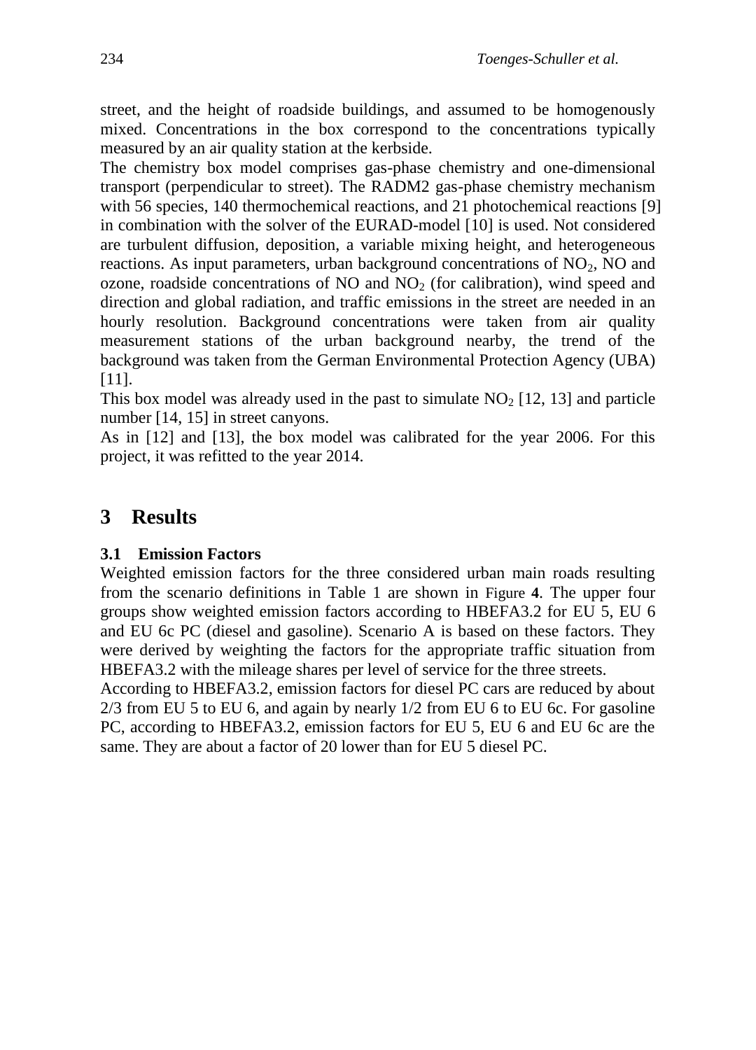street, and the height of roadside buildings, and assumed to be homogenously mixed. Concentrations in the box correspond to the concentrations typically measured by an air quality station at the kerbside.

The chemistry box model comprises gas-phase chemistry and one-dimensional transport (perpendicular to street). The RADM2 gas-phase chemistry mechanism with 56 species, 140 thermochemical reactions, and 21 photochemical reactions [9] in combination with the solver of the EURAD-model [10] is used. Not considered are turbulent diffusion, deposition, a variable mixing height, and heterogeneous reactions. As input parameters, urban background concentrations of $NO_2$, NO and ozone, roadside concentrations of NO and $NO_2$ (for calibration), wind speed and direction and global radiation, and traffic emissions in the street are needed in an hourly resolution. Background concentrations were taken from air quality measurement stations of the urban background nearby, the trend of the background was taken from the German Environmental Protection Agency (UBA) [11].

This box model was already used in the past to simulate $NO_2$ [12, 13] and particle number [14, 15] in street canyons.

As in [12] and [13], the box model was calibrated for the year 2006. For this project, it was refitted to the year 2014.

# 3 Results

## 3.1 Emission Factors

Weighted emission factors for the three considered urban main roads resulting from the scenario definitions in Table 1 are shown in Figure **4**. The upper four groups show weighted emission factors according to HBEFA3.2 for EU 5, EU 6 and EU 6c PC (diesel and gasoline). Scenario A is based on these factors. They were derived by weighting the factors for the appropriate traffic situation from HBEFA3.2 with the mileage shares per level of service for the three streets.

According to HBEFA3.2, emission factors for diesel PC cars are reduced by about 2/3 from EU 5 to EU 6, and again by nearly 1/2 from EU 6 to EU 6c. For gasoline PC, according to HBEFA3.2, emission factors for EU 5, EU 6 and EU 6c are the same. They are about a factor of 20 lower than for EU 5 diesel PC.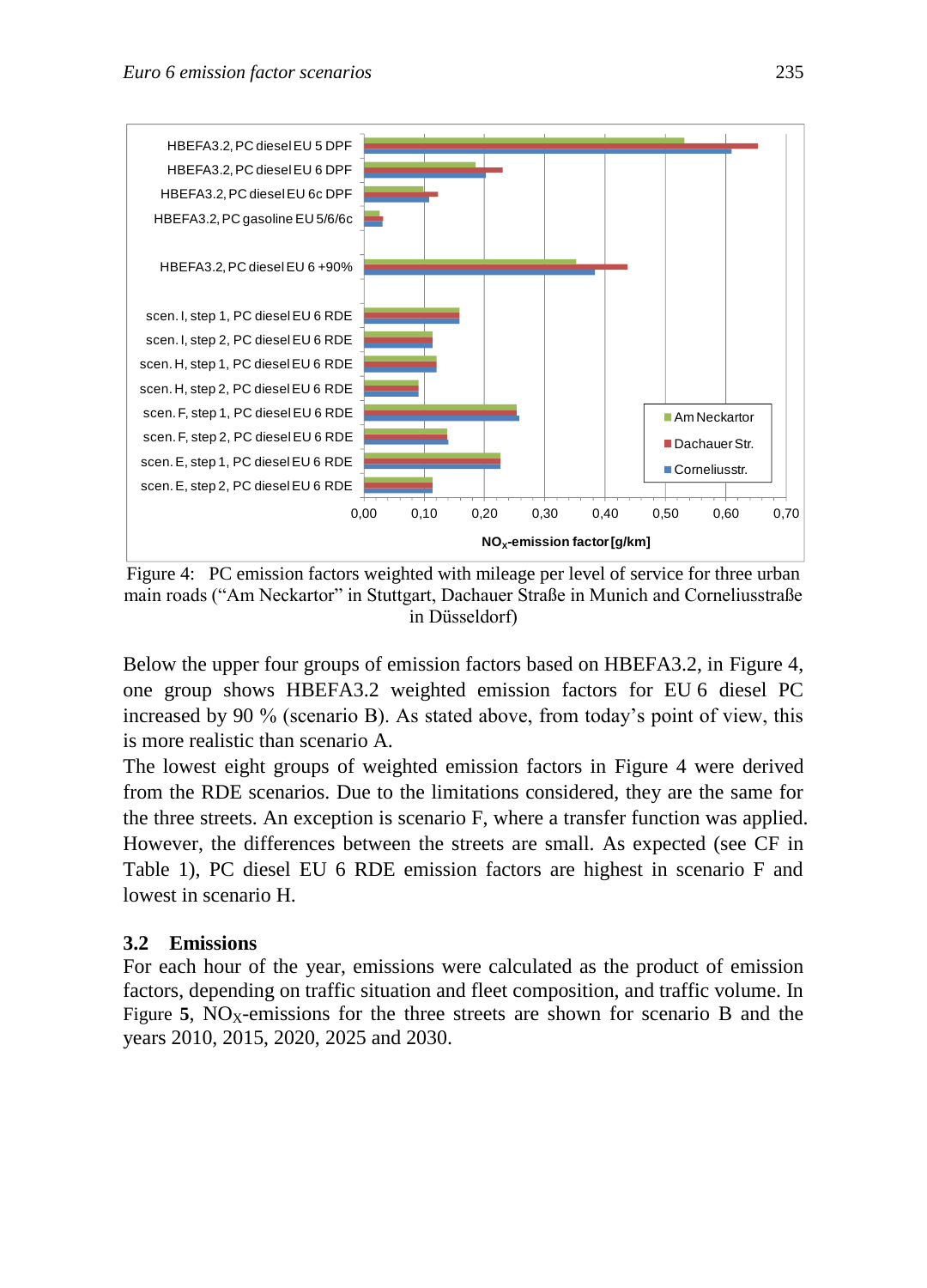Figure 4: PC emission factors weighted with mileage per level of service for three urban main roads (“Am Neckartor” in Stuttgart, Dachauer Straße in Munich and Corneliusstraße in Düsseldorf)

Below the upper four groups of emission factors based on HBEFA3.2, in Figure 4, one group shows HBEFA3.2 weighted emission factors for EU 6 diesel PC increased by 90 % (scenario B). As stated above, from today’s point of view, this is more realistic than scenario A.

The lowest eight groups of weighted emission factors in Figure 4 were derived from the RDE scenarios. Due to the limitations considered, they are the same for the three streets. An exception is scenario F, where a transfer function was applied. However, the differences between the streets are small. As expected (see CF in Table 1), PC diesel EU 6 RDE emission factors are highest in scenario F and lowest in scenario H.

### 3.2 Emissions

For each hour of the year, emissions were calculated as the product of emission factors, depending on traffic situation and fleet composition, and traffic volume. In Figure **5**, $NO_X$-emissions for the three streets are shown for scenario B and the years 2010, 2015, 2020, 2025 and 2030.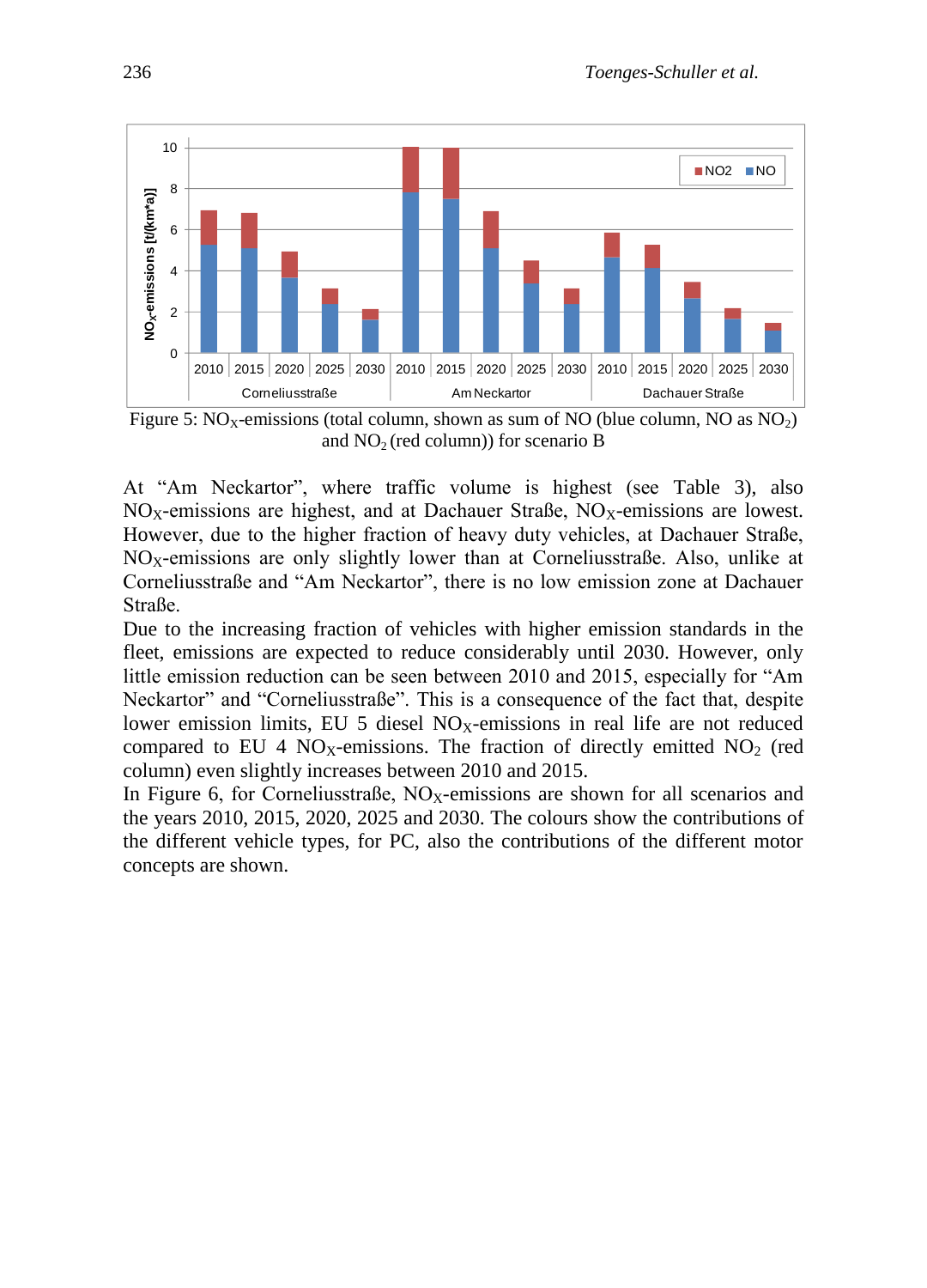Figure 5: $NO_X$-emissions (total column, shown as sum of NO (blue column, NO as $NO_2$) and $NO_2$ (red column)) for scenario B

At “Am Neckartor”, where traffic volume is highest (see Table 3), also $NO_X$-emissions are highest, and at Dachauer Straße, $NO_X$-emissions are lowest. However, due to the higher fraction of heavy duty vehicles, at Dachauer Straße, $NO_X$-emissions are only slightly lower than at Corneliusstraße. Also, unlike at Corneliusstraße and “Am Neckartor”, there is no low emission zone at Dachauer Straße.

Due to the increasing fraction of vehicles with higher emission standards in the fleet, emissions are expected to reduce considerably until 2030. However, only little emission reduction can be seen between 2010 and 2015, especially for “Am Neckartor” and “Corneliusstraße”. This is a consequence of the fact that, despite lower emission limits, EU 5 diesel $NO_X$-emissions in real life are not reduced compared to EU 4 $NO_X$-emissions. The fraction of directly emitted $NO_2$ (red column) even slightly increases between 2010 and 2015.

In Figure 6, for Corneliusstraße, $NO_X$-emissions are shown for all scenarios and the years 2010, 2015, 2020, 2025 and 2030. The colours show the contributions of the different vehicle types, for PC, also the contributions of the different motor concepts are shown.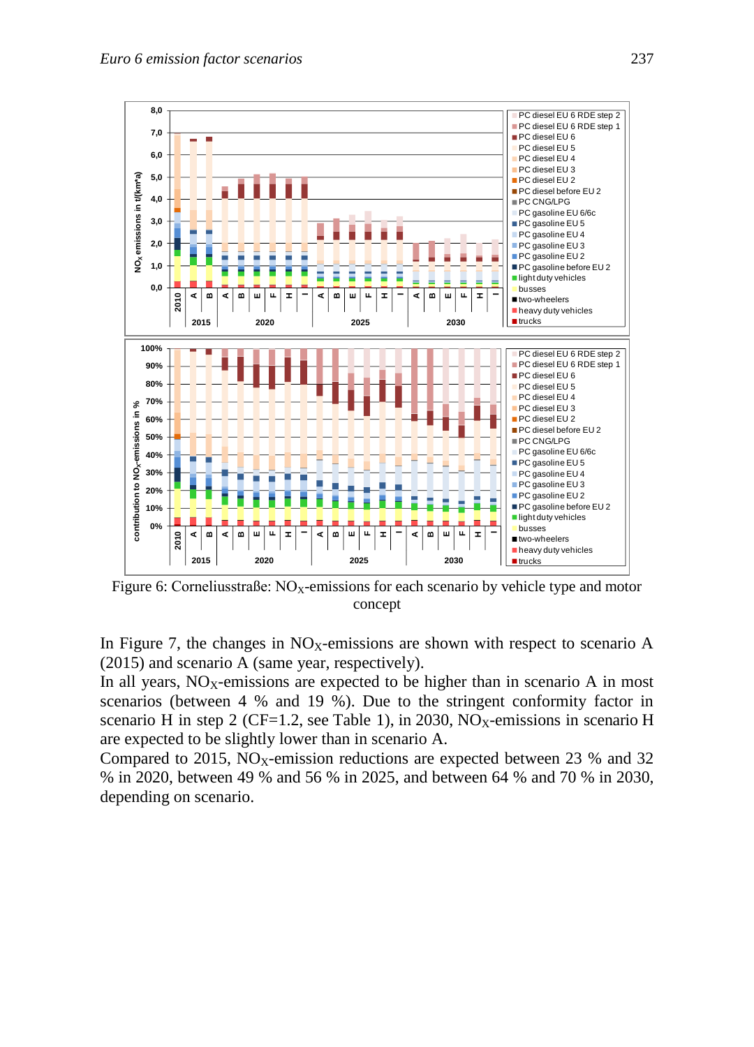Figure 6: Corneliusstraße: $NO_X$-emissions for each scenario by vehicle type and motor concept

In Figure 7, the changes in $NO_X$-emissions are shown with respect to scenario A (2015) and scenario A (same year, respectively).

In all years, $NO_X$-emissions are expected to be higher than in scenario A in most scenarios (between 4 % and 19 %). Due to the stringent conformity factor in scenario H in step 2 (CF=1.2, see Table 1), in 2030, $NO_X$-emissions in scenario H are expected to be slightly lower than in scenario A.

Compared to 2015, $NO_X$-emission reductions are expected between 23 % and 32 % in 2020, between 49 % and 56 % in 2025, and between 64 % and 70 % in 2030, depending on scenario.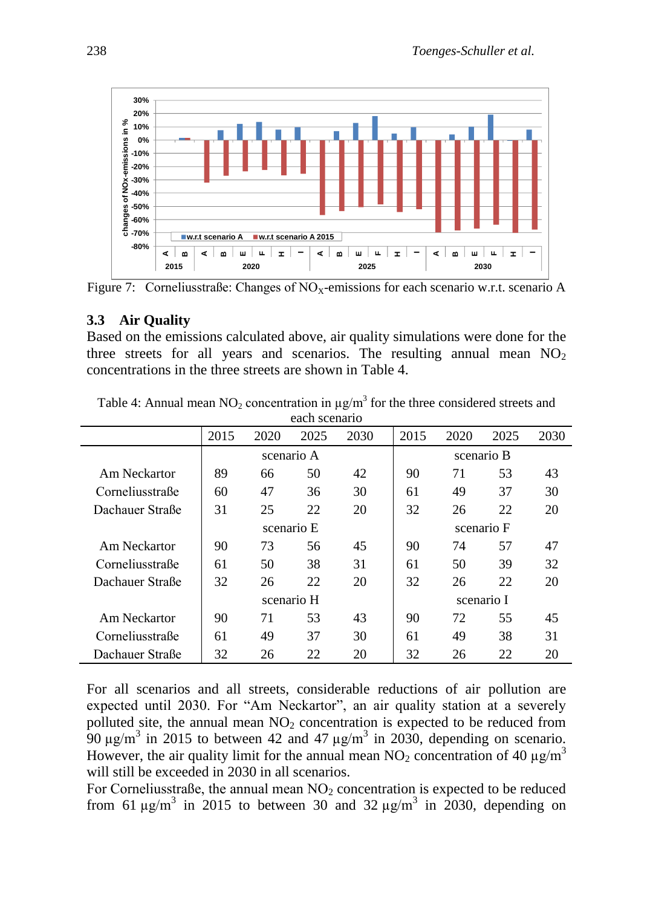Figure 7: Corneliusstraße: Changes of $NO_X$-emissions for each scenario w.r.t. scenario A

### 3.3 Air Quality

Based on the emissions calculated above, air quality simulations were done for the three streets for all years and scenarios. The resulting annual mean $NO_2$ concentrations in the three streets are shown in Table 4.

Table 4: Annual mean $NO_2$ concentration in µg/m$^3$ for the three considered streets and each scenario

| | 2015 | 2020 | 2025 | 2030 | 2015 | 2020 | 2025 | 2030 |
|---|---|---|---|---|---|---|---|---|
| | scenario A | | | | scenario B | | | |
| Am Neckartor | 89 | 66 | 50 | 42 | 90 | 71 | 53 | 43 |
| Corneliusstraße | 60 | 47 | 36 | 30 | 61 | 49 | 37 | 30 |
| Dachauer Straße | 31 | 25 | 22 | 20 | 32 | 26 | 22 | 20 |
| | scenario E | | | | scenario F | | | |
| Am Neckartor | 90 | 73 | 56 | 45 | 90 | 74 | 57 | 47 |
| Corneliusstraße | 61 | 50 | 38 | 31 | 61 | 50 | 39 | 32 |
| Dachauer Straße | 32 | 26 | 22 | 20 | 32 | 26 | 22 | 20 |
| | scenario H | | | | scenario I | | | |
| Am Neckartor | 90 | 71 | 53 | 43 | 90 | 72 | 55 | 45 |
| Corneliusstraße | 61 | 49 | 37 | 30 | 61 | 49 | 38 | 31 |
| Dachauer Straße | 32 | 26 | 22 | 20 | 32 | 26 | 22 | 20 |

For all scenarios and all streets, considerable reductions of air pollution are expected until 2030. For "Am Neckartor", an air quality station at a severely polluted site, the annual mean $NO_2$ concentration is expected to be reduced from 90 µg/m$^3$ in 2015 to between 42 and 47 µg/m$^3$ in 2030, depending on scenario. However, the air quality limit for the annual mean $NO_2$ concentration of 40 µg/m$^3$ will still be exceeded in 2030 in all scenarios.

For Corneliusstraße, the annual mean $NO_2$ concentration is expected to be reduced from 61 µg/m$^3$ in 2015 to between 30 and 32 µg/m$^3$ in 2030, depending on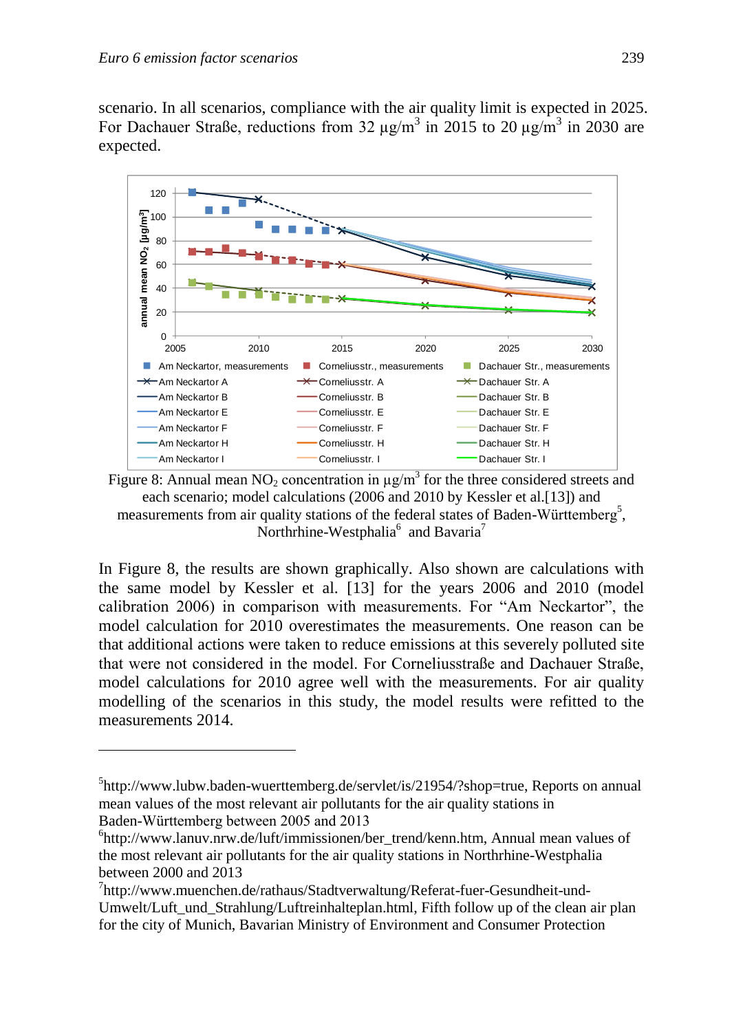scenario. In all scenarios, compliance with the air quality limit is expected in 2025. For Dachauer Straße, reductions from 32 µg/m$^3$ in 2015 to 20 µg/m$^3$ in 2030 are expected.

Figure 8: Annual mean $NO_2$ concentration in µg/m$^3$ for the three considered streets and each scenario; model calculations (2006 and 2010 by Kessler et al.[13]) and measurements from air quality stations of the federal states of Baden-Württemberg[5], Northrhine-Westphalia[6] and Bavaria[7]

In Figure 8, the results are shown graphically. Also shown are calculations with the same model by Kessler et al. [13] for the years 2006 and 2010 (model calibration 2006) in comparison with measurements. For “Am Neckartor”, the model calculation for 2010 overestimates the measurements. One reason can be that additional actions were taken to reduce emissions at this severely polluted site that were not considered in the model. For Corneliusstraße and Dachauer Straße, model calculations for 2010 agree well with the measurements. For air quality modelling of the scenarios in this study, the model results were refitted to the measurements 2014.

---

[5]http://www.lubw.baden-wuerttemberg.de/servlet/is/21954/?shop=true, Reports on annual mean values of the most relevant air pollutants for the air quality stations in Baden-Württemberg between 2005 and 2013

[6]http://www.lanuv.nrw.de/luft/immissionen/ber_trend/kenn.htm, Annual mean values of the most relevant air pollutants for the air quality stations in Northrhine-Westphalia between 2000 and 2013

[7]http://www.muenchen.de/rathaus/Stadtverwaltung/Referat-fuer-Gesundheit-und-Umwelt/Luft_und_Strahlung/Luftreinhalteplan.html, Fifth follow up of the clean air plan for the city of Munich, Bavarian Ministry of Environment and Consumer Protection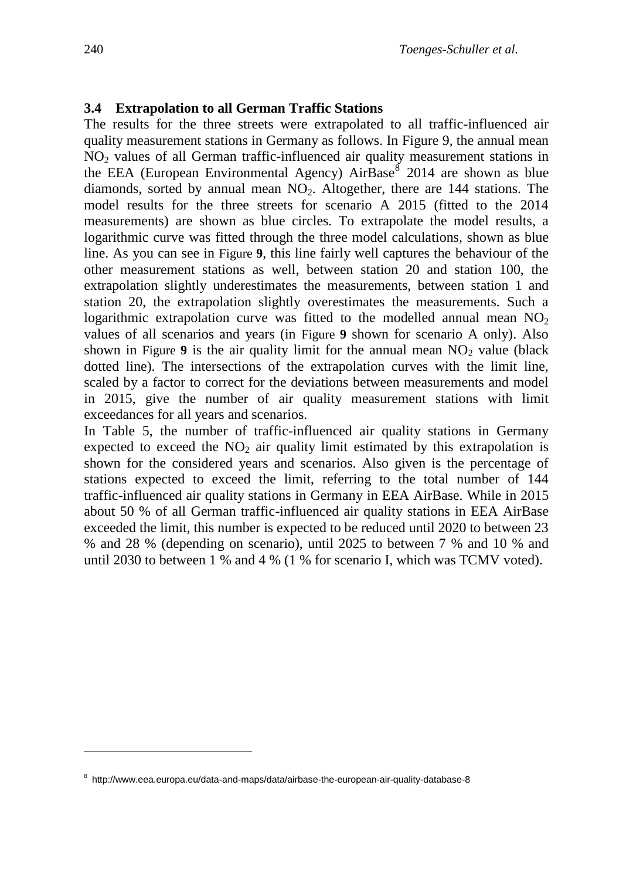### 3.4 Extrapolation to all German Traffic Stations

The results for the three streets were extrapolated to all traffic-influenced air quality measurement stations in Germany as follows. In Figure 9, the annual mean $NO_2$ values of all German traffic-influenced air quality measurement stations in the EEA (European Environmental Agency) AirBase[8] 2014 are shown as blue diamonds, sorted by annual mean $NO_2$. Altogether, there are 144 stations. The model results for the three streets for scenario A 2015 (fitted to the 2014 measurements) are shown as blue circles. To extrapolate the model results, a logarithmic curve was fitted through the three model calculations, shown as blue line. As you can see in Figure **9**, this line fairly well captures the behaviour of the other measurement stations as well, between station 20 and station 100, the extrapolation slightly underestimates the measurements, between station 1 and station 20, the extrapolation slightly overestimates the measurements. Such a logarithmic extrapolation curve was fitted to the modelled annual mean $NO_2$ values of all scenarios and years (in Figure **9** shown for scenario A only). Also shown in Figure **9** is the air quality limit for the annual mean $NO_2$ value (black dotted line). The intersections of the extrapolation curves with the limit line, scaled by a factor to correct for the deviations between measurements and model in 2015, give the number of air quality measurement stations with limit exceedances for all years and scenarios.

In Table 5, the number of traffic-influenced air quality stations in Germany expected to exceed the $NO_2$ air quality limit estimated by this extrapolation is shown for the considered years and scenarios. Also given is the percentage of stations expected to exceed the limit, referring to the total number of 144 traffic-influenced air quality stations in Germany in EEA AirBase. While in 2015 about 50 % of all German traffic-influenced air quality stations in EEA AirBase exceeded the limit, this number is expected to be reduced until 2020 to between 23 % and 28 % (depending on scenario), until 2025 to between 7 % and 10 % and until 2030 to between 1 % and 4 % (1 % for scenario I, which was TCMV voted).

[8] http://www.eea.europa.eu/data-and-maps/data/airbase-the-european-air-quality-database-8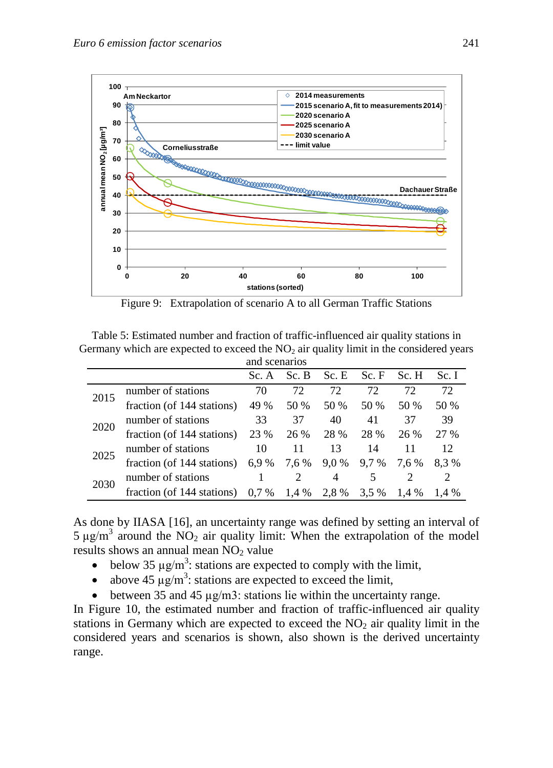Figure 9: Extrapolation of scenario A to all German Traffic Stations

Table 5: Estimated number and fraction of traffic-influenced air quality stations in Germany which are expected to exceed the $NO_2$ air quality limit in the considered years and scenarios

| | | Sc. A | Sc. B | Sc. E | Sc. F | Sc. H | Sc. I |
|---|---|---|---|---|---|---|---|
| 2015 | number of stations | 70 | 72 | 72 | 72 | 72 | 72 |
| | fraction (of 144 stations) | 49 % | 50 % | 50 % | 50 % | 50 % | 50 % |
| 2020 | number of stations | 33 | 37 | 40 | 41 | 37 | 39 |
| | fraction (of 144 stations) | 23 % | 26 % | 28 % | 28 % | 26 % | 27 % |
| 2025 | number of stations | 10 | 11 | 13 | 14 | 11 | 12 |
| | fraction (of 144 stations) | 6,9 % | 7,6 % | 9,0 % | 9,7 % | 7,6 % | 8,3 % |
| 2030 | number of stations | 1 | 2 | 4 | 5 | 2 | 2 |
| | fraction (of 144 stations) | 0,7 % | 1,4 % | 2,8 % | 3,5 % | 1,4 % | 1,4 % |

As done by IIASA [16], an uncertainty range was defined by setting an interval of 5 µg/m$^3$ around the $NO_2$ air quality limit: When the extrapolation of the model results shows an annual mean $NO_2$ value

- below 35 µg/m$^3$: stations are expected to comply with the limit,
- above 45 µg/m$^3$: stations are expected to exceed the limit,
- between 35 and 45 µg/m3: stations lie within the uncertainty range.

In Figure 10, the estimated number and fraction of traffic-influenced air quality stations in Germany which are expected to exceed the $NO_2$ air quality limit in the considered years and scenarios is shown, also shown is the derived uncertainty range.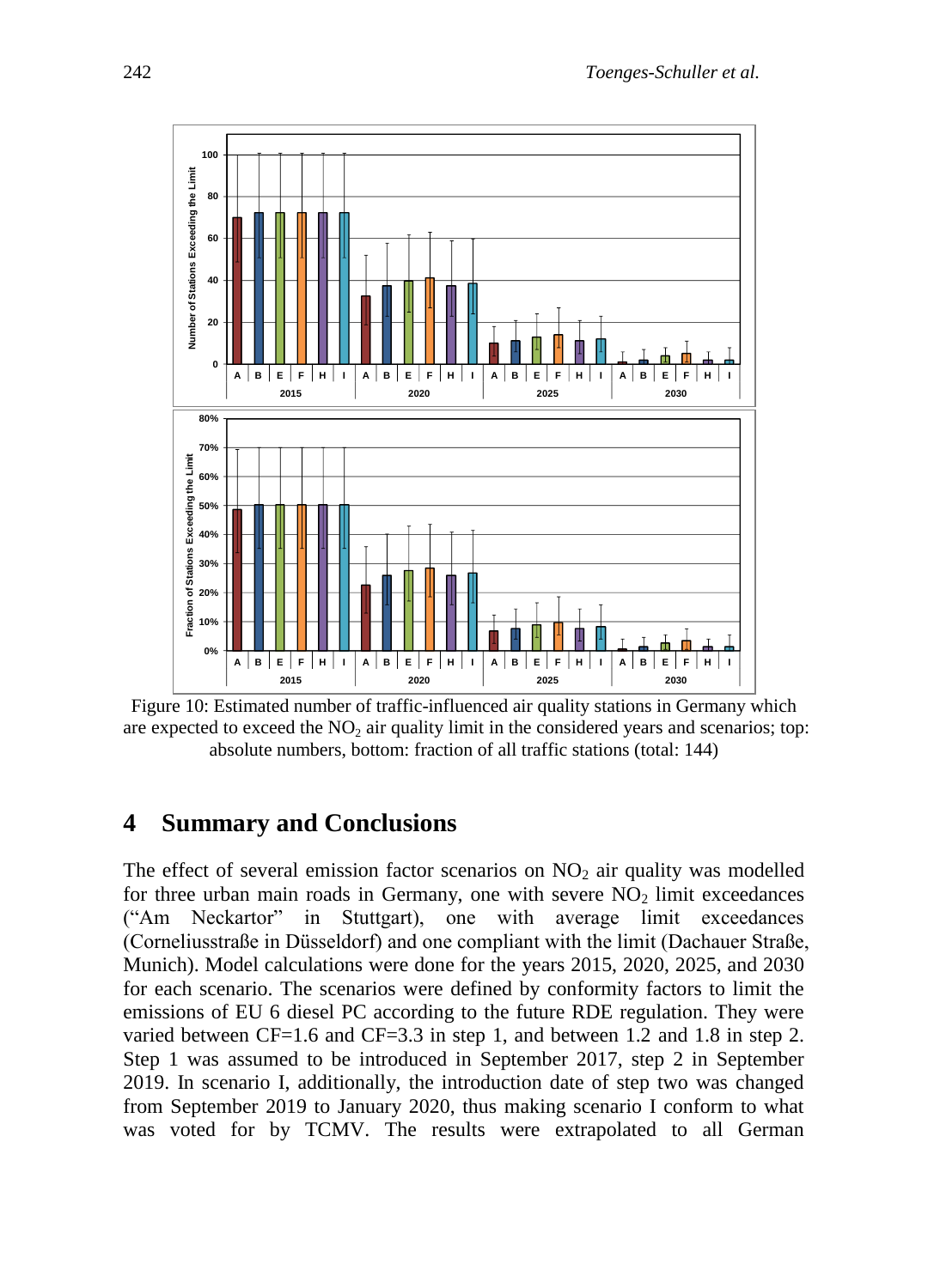Figure 10: Estimated number of traffic-influenced air quality stations in Germany which are expected to exceed the $NO_2$ air quality limit in the considered years and scenarios; top: absolute numbers, bottom: fraction of all traffic stations (total: 144)

# 4 Summary and Conclusions

The effect of several emission factor scenarios on $NO_2$ air quality was modelled for three urban main roads in Germany, one with severe $NO_2$ limit exceedances ("Am Neckartor" in Stuttgart), one with average limit exceedances (Corneliusstraße in Düsseldorf) and one compliant with the limit (Dachauer Straße, Munich). Model calculations were done for the years 2015, 2020, 2025, and 2030 for each scenario. The scenarios were defined by conformity factors to limit the emissions of EU 6 diesel PC according to the future RDE regulation. They were varied between CF=1.6 and CF=3.3 in step 1, and between 1.2 and 1.8 in step 2. Step 1 was assumed to be introduced in September 2017, step 2 in September 2019. In scenario I, additionally, the introduction date of step two was changed from September 2019 to January 2020, thus making scenario I conform to what was voted for by TCMV. The results were extrapolated to all German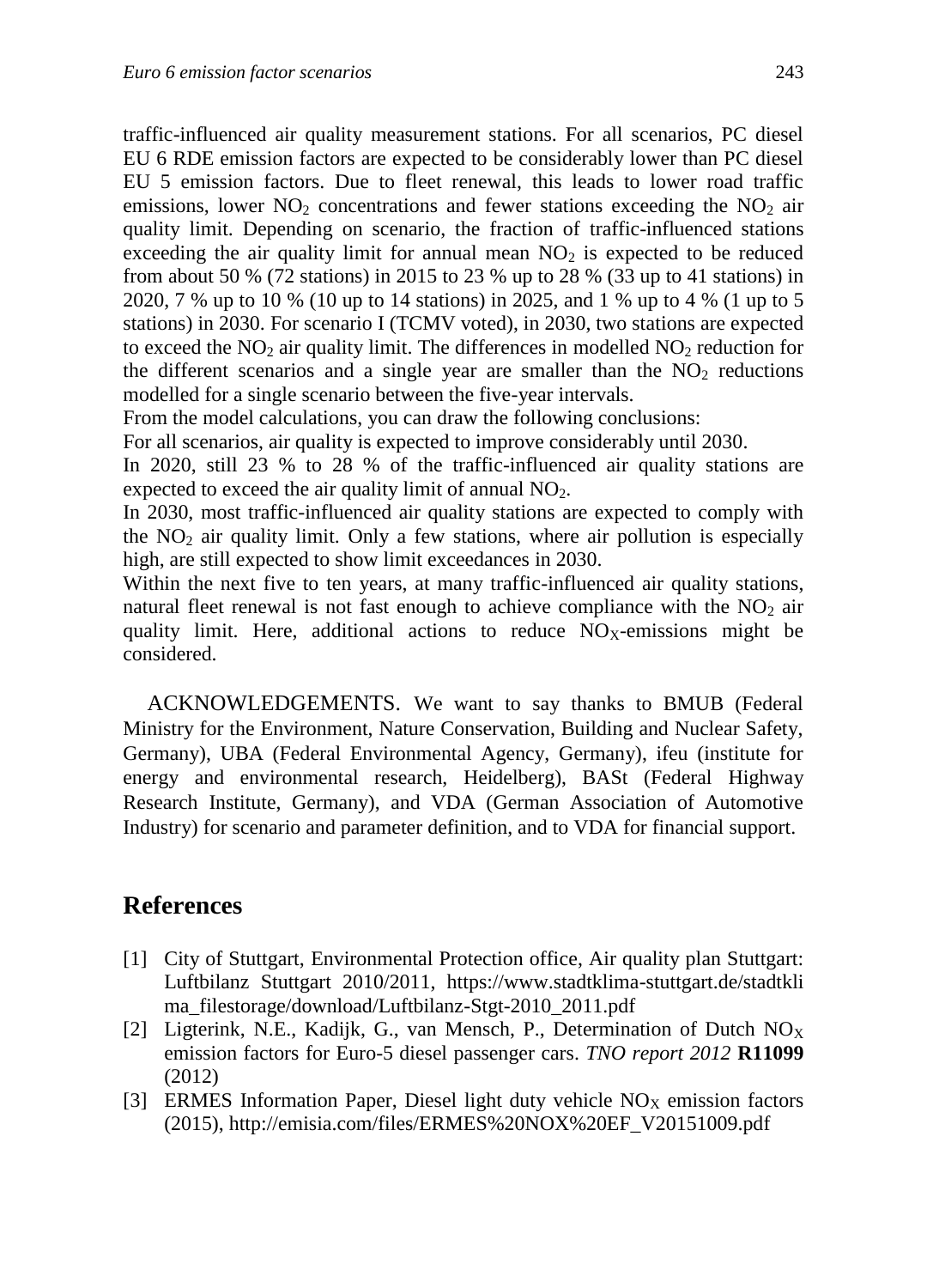traffic-influenced air quality measurement stations. For all scenarios, PC diesel EU 6 RDE emission factors are expected to be considerably lower than PC diesel EU 5 emission factors. Due to fleet renewal, this leads to lower road traffic emissions, lower $NO_2$ concentrations and fewer stations exceeding the $NO_2$ air quality limit. Depending on scenario, the fraction of traffic-influenced stations exceeding the air quality limit for annual mean $NO_2$ is expected to be reduced from about 50 % (72 stations) in 2015 to 23 % up to 28 % (33 up to 41 stations) in 2020, 7 % up to 10 % (10 up to 14 stations) in 2025, and 1 % up to 4 % (1 up to 5 stations) in 2030. For scenario I (TCMV voted), in 2030, two stations are expected to exceed the $NO_2$ air quality limit. The differences in modelled $NO_2$ reduction for the different scenarios and a single year are smaller than the $NO_2$ reductions modelled for a single scenario between the five-year intervals.

From the model calculations, you can draw the following conclusions:

For all scenarios, air quality is expected to improve considerably until 2030.

In 2020, still 23 % to 28 % of the traffic-influenced air quality stations are expected to exceed the air quality limit of annual $NO_2$.

In 2030, most traffic-influenced air quality stations are expected to comply with the $NO_2$ air quality limit. Only a few stations, where air pollution is especially high, are still expected to show limit exceedances in 2030.

Within the next five to ten years, at many traffic-influenced air quality stations, natural fleet renewal is not fast enough to achieve compliance with the $NO_2$ air quality limit. Here, additional actions to reduce $NO_X$-emissions might be considered.

ACKNOWLEDGEMENTS. We want to say thanks to BMUB (Federal Ministry for the Environment, Nature Conservation, Building and Nuclear Safety, Germany), UBA (Federal Environmental Agency, Germany), ifeu (institute for energy and environmental research, Heidelberg), BASt (Federal Highway Research Institute, Germany), and VDA (German Association of Automotive Industry) for scenario and parameter definition, and to VDA for financial support.

## References

[1] City of Stuttgart, Environmental Protection office, Air quality plan Stuttgart: Luftbilanz Stuttgart 2010/2011, https://www.stadtklima-stuttgart.de/stadtklima_filestorage/download/Luftbilanz-Stgt-2010_2011.pdf

[2] Ligterink, N.E., Kadijk, G., van Mensch, P., Determination of Dutch $NO_X$ emission factors for Euro-5 diesel passenger cars. *TNO report 2012* **R11099** (2012)

[3] ERMES Information Paper, Diesel light duty vehicle $NO_X$ emission factors (2015), http://emisia.com/files/ERMES%20NOX%20EF_V20151009.pdf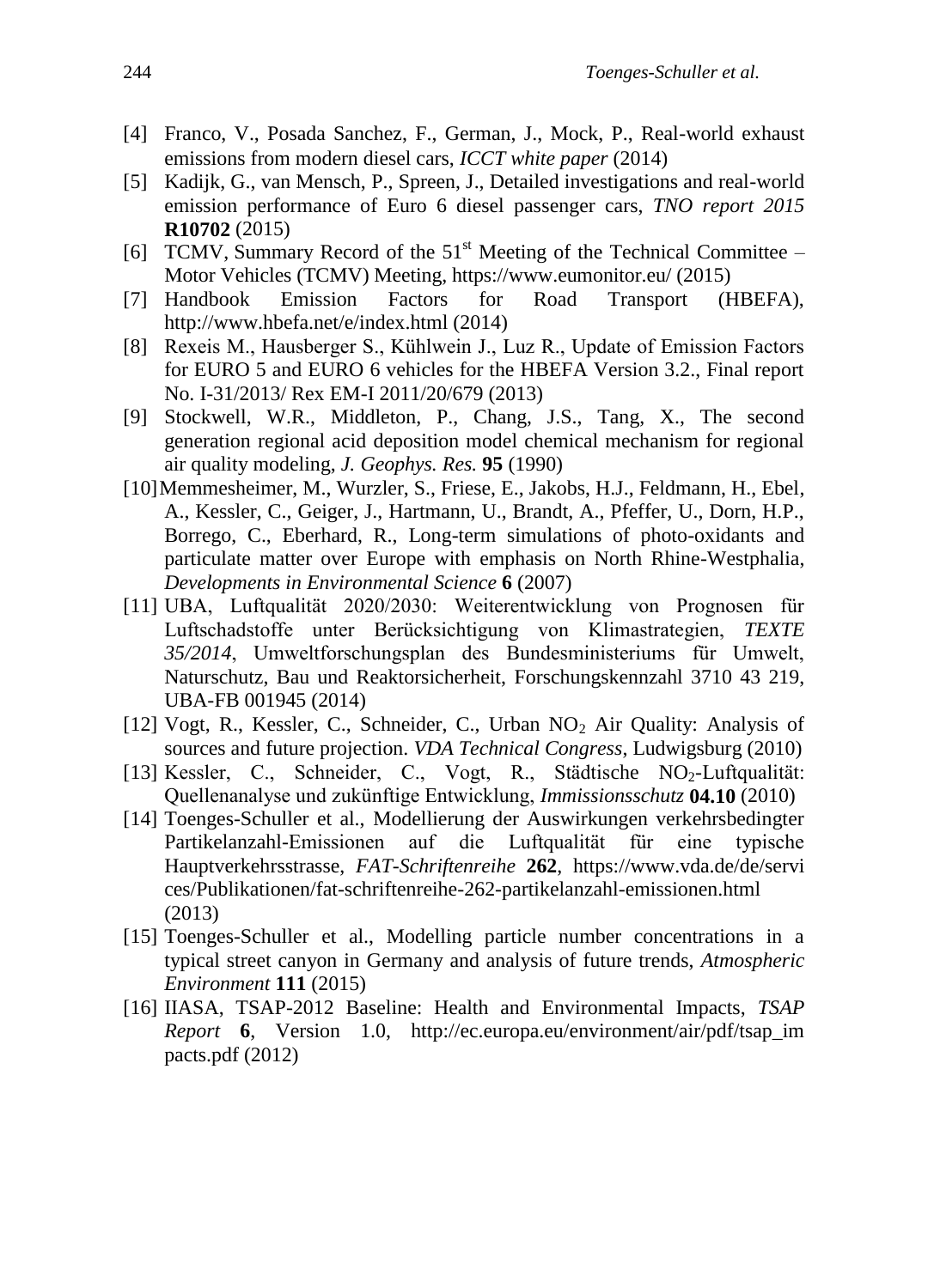[4] Franco, V., Posada Sanchez, F., German, J., Mock, P., Real-world exhaust emissions from modern diesel cars, *ICCT white paper* (2014)

[5] Kadijk, G., van Mensch, P., Spreen, J., Detailed investigations and real-world emission performance of Euro 6 diesel passenger cars, *TNO report 2015* **R10702** (2015)

[6] TCMV, Summary Record of the 51st Meeting of the Technical Committee – Motor Vehicles (TCMV) Meeting, https://www.eumonitor.eu/ (2015)

[7] Handbook Emission Factors for Road Transport (HBEFA), http://www.hbefa.net/e/index.html (2014)

[8] Rexeis M., Hausberger S., Kühlwein J., Luz R., Update of Emission Factors for EURO 5 and EURO 6 vehicles for the HBEFA Version 3.2., Final report No. I-31/2013/ Rex EM-I 2011/20/679 (2013)

[9] Stockwell, W.R., Middleton, P., Chang, J.S., Tang, X., The second generation regional acid deposition model chemical mechanism for regional air quality modeling, *J. Geophys. Res.* **95** (1990)

[10] Memmesheimer, M., Wurzler, S., Friese, E., Jakobs, H.J., Feldmann, H., Ebel, A., Kessler, C., Geiger, J., Hartmann, U., Brandt, A., Pfeffer, U., Dorn, H.P., Borrego, C., Eberhard, R., Long-term simulations of photo-oxidants and particulate matter over Europe with emphasis on North Rhine-Westphalia, *Developments in Environmental Science* **6** (2007)

[11] UBA, Luftqualität 2020/2030: Weiterentwicklung von Prognosen für Luftschadstoffe unter Berücksichtigung von Klimastrategien, *TEXTE 35/2014*, Umweltforschungsplan des Bundesministeriums für Umwelt, Naturschutz, Bau und Reaktorsicherheit, Forschungskennzahl 3710 43 219, UBA-FB 001945 (2014)

[12] Vogt, R., Kessler, C., Schneider, C., Urban $NO_2$ Air Quality: Analysis of sources and future projection. *VDA Technical Congress*, Ludwigsburg (2010)

[13] Kessler, C., Schneider, C., Vogt, R., Städtische $NO_2$-Luftqualität: Quellenanalyse und zukünftige Entwicklung, *Immissionsschutz* **04.10** (2010)

[14] Toenges-Schuller et al., Modellierung der Auswirkungen verkehrsbedingter Partikelanzahl-Emissionen auf die Luftqualität für eine typische Hauptverkehrsstrasse, *FAT-Schriftenreihe* **262**, https://www.vda.de/de/services/Publikationen/fat-schriftenreihe-262-partikelanzahl-emissionen.html (2013)

[15] Toenges-Schuller et al., Modelling particle number concentrations in a typical street canyon in Germany and analysis of future trends, *Atmospheric Environment* **111** (2015)

[16] IIASA, TSAP-2012 Baseline: Health and Environmental Impacts, *TSAP Report* **6**, Version 1.0, http://ec.europa.eu/environment/air/pdf/tsap_impacts.pdf (2012)